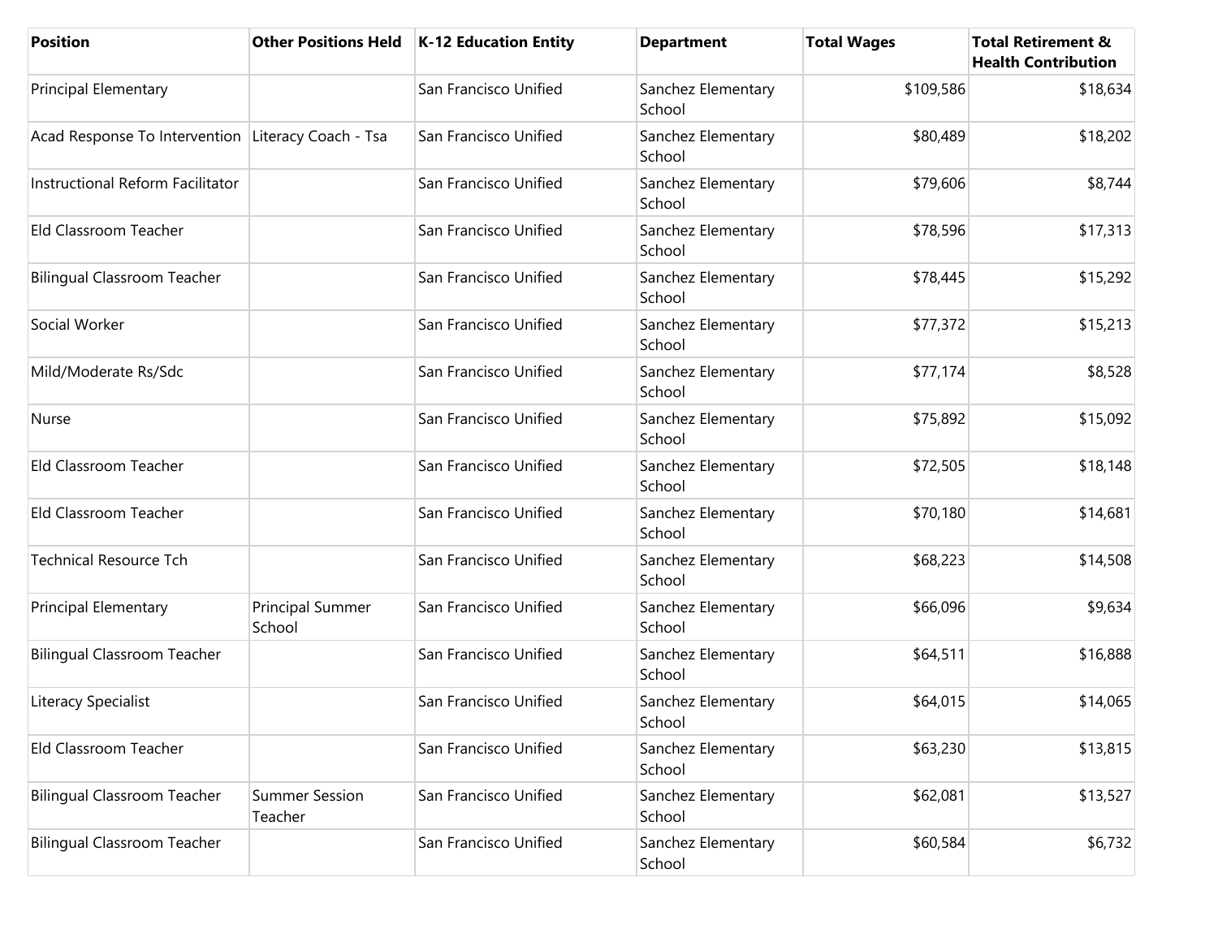| Position | Other Positions Held | K-12 Education Entity | Department | Total Wages | Total Retirement & Health Contribution |
|---|---|---|---|---|---|
| Principal Elementary | | San Francisco Unified | Sanchez Elementary School | $109,586 | $18,634 |
| Acad Response To Intervention | Literacy Coach - Tsa | San Francisco Unified | Sanchez Elementary School | $80,489 | $18,202 |
| Instructional Reform Facilitator | | San Francisco Unified | Sanchez Elementary School | $79,606 | $8,744 |
| Eld Classroom Teacher | | San Francisco Unified | Sanchez Elementary School | $78,596 | $17,313 |
| Bilingual Classroom Teacher | | San Francisco Unified | Sanchez Elementary School | $78,445 | $15,292 |
| Social Worker | | San Francisco Unified | Sanchez Elementary School | $77,372 | $15,213 |
| Mild/Moderate Rs/Sdc | | San Francisco Unified | Sanchez Elementary School | $77,174 | $8,528 |
| Nurse | | San Francisco Unified | Sanchez Elementary School | $75,892 | $15,092 |
| Eld Classroom Teacher | | San Francisco Unified | Sanchez Elementary School | $72,505 | $18,148 |
| Eld Classroom Teacher | | San Francisco Unified | Sanchez Elementary School | $70,180 | $14,681 |
| Technical Resource Tch | | San Francisco Unified | Sanchez Elementary School | $68,223 | $14,508 |
| Principal Elementary | Principal Summer School | San Francisco Unified | Sanchez Elementary School | $66,096 | $9,634 |
| Bilingual Classroom Teacher | | San Francisco Unified | Sanchez Elementary School | $64,511 | $16,888 |
| Literacy Specialist | | San Francisco Unified | Sanchez Elementary School | $64,015 | $14,065 |
| Eld Classroom Teacher | | San Francisco Unified | Sanchez Elementary School | $63,230 | $13,815 |
| Bilingual Classroom Teacher | Summer Session Teacher | San Francisco Unified | Sanchez Elementary School | $62,081 | $13,527 |
| Bilingual Classroom Teacher | | San Francisco Unified | Sanchez Elementary School | $60,584 | $6,732 |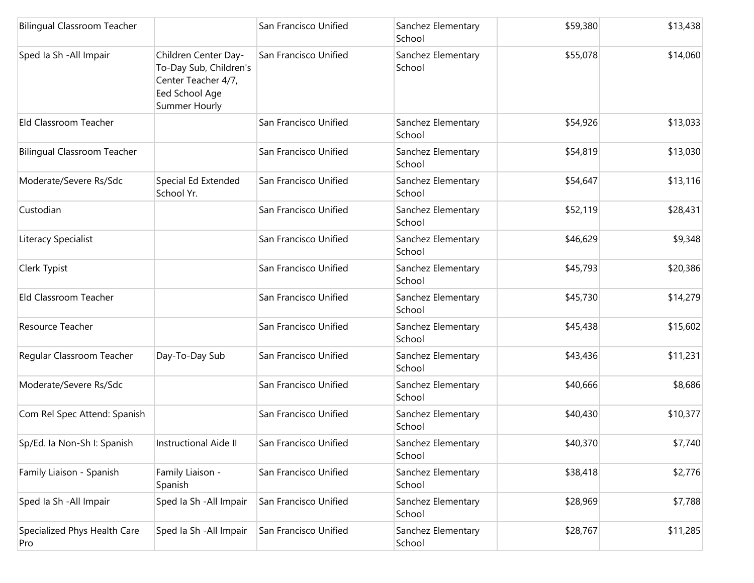| | | | | | |
|---|---|---|---|---|---|
| Bilingual Classroom Teacher | | San Francisco Unified | Sanchez Elementary School | $59,380 | $13,438 |
| Sped Ia Sh -All Impair | Children Center Day-To-Day Sub, Children's Center Teacher 4/7, Eed School Age Summer Hourly | San Francisco Unified | Sanchez Elementary School | $55,078 | $14,060 |
| Eld Classroom Teacher | | San Francisco Unified | Sanchez Elementary School | $54,926 | $13,033 |
| Bilingual Classroom Teacher | | San Francisco Unified | Sanchez Elementary School | $54,819 | $13,030 |
| Moderate/Severe Rs/Sdc | Special Ed Extended School Yr. | San Francisco Unified | Sanchez Elementary School | $54,647 | $13,116 |
| Custodian | | San Francisco Unified | Sanchez Elementary School | $52,119 | $28,431 |
| Literacy Specialist | | San Francisco Unified | Sanchez Elementary School | $46,629 | $9,348 |
| Clerk Typist | | San Francisco Unified | Sanchez Elementary School | $45,793 | $20,386 |
| Eld Classroom Teacher | | San Francisco Unified | Sanchez Elementary School | $45,730 | $14,279 |
| Resource Teacher | | San Francisco Unified | Sanchez Elementary School | $45,438 | $15,602 |
| Regular Classroom Teacher | Day-To-Day Sub | San Francisco Unified | Sanchez Elementary School | $43,436 | $11,231 |
| Moderate/Severe Rs/Sdc | | San Francisco Unified | Sanchez Elementary School | $40,666 | $8,686 |
| Com Rel Spec Attend: Spanish | | San Francisco Unified | Sanchez Elementary School | $40,430 | $10,377 |
| Sp/Ed. Ia Non-Sh I: Spanish | Instructional Aide II | San Francisco Unified | Sanchez Elementary School | $40,370 | $7,740 |
| Family Liaison - Spanish | Family Liaison - Spanish | San Francisco Unified | Sanchez Elementary School | $38,418 | $2,776 |
| Sped Ia Sh -All Impair | Sped Ia Sh -All Impair | San Francisco Unified | Sanchez Elementary School | $28,969 | $7,788 |
| Specialized Phys Health Care Pro | Sped Ia Sh -All Impair | San Francisco Unified | Sanchez Elementary School | $28,767 | $11,285 |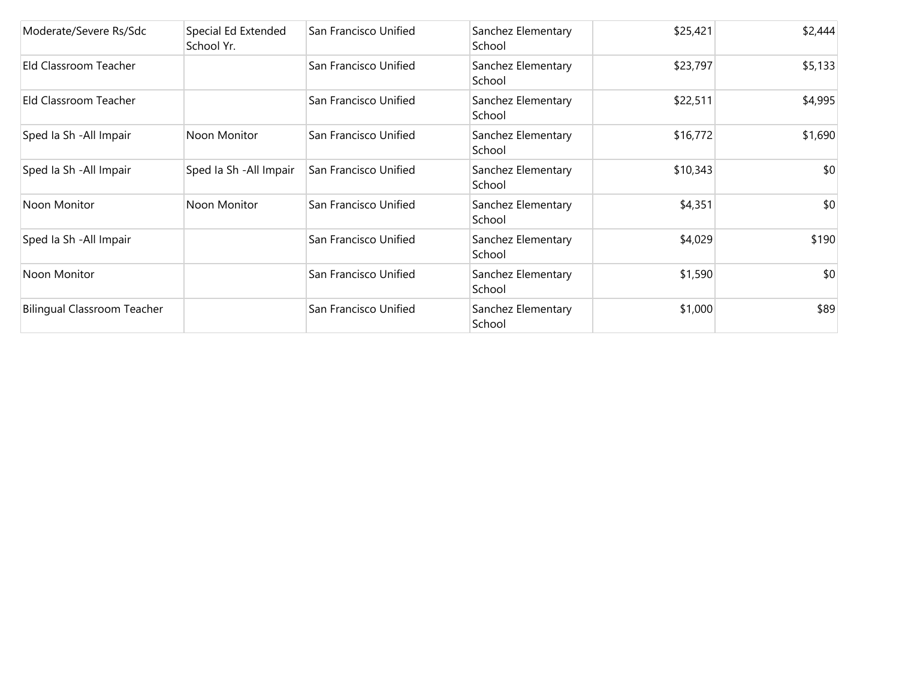| | | | | | |
|---|---|---|---|---|---|
| Moderate/Severe Rs/Sdc | Special Ed Extended School Yr. | San Francisco Unified | Sanchez Elementary School | $25,421 | $2,444 |
| Eld Classroom Teacher | | San Francisco Unified | Sanchez Elementary School | $23,797 | $5,133 |
| Eld Classroom Teacher | | San Francisco Unified | Sanchez Elementary School | $22,511 | $4,995 |
| Sped Ia Sh -All Impair | Noon Monitor | San Francisco Unified | Sanchez Elementary School | $16,772 | $1,690 |
| Sped Ia Sh -All Impair | Sped Ia Sh -All Impair | San Francisco Unified | Sanchez Elementary School | $10,343 | $0 |
| Noon Monitor | Noon Monitor | San Francisco Unified | Sanchez Elementary School | $4,351 | $0 |
| Sped Ia Sh -All Impair | | San Francisco Unified | Sanchez Elementary School | $4,029 | $190 |
| Noon Monitor | | San Francisco Unified | Sanchez Elementary School | $1,590 | $0 |
| Bilingual Classroom Teacher | | San Francisco Unified | Sanchez Elementary School | $1,000 | $89 |